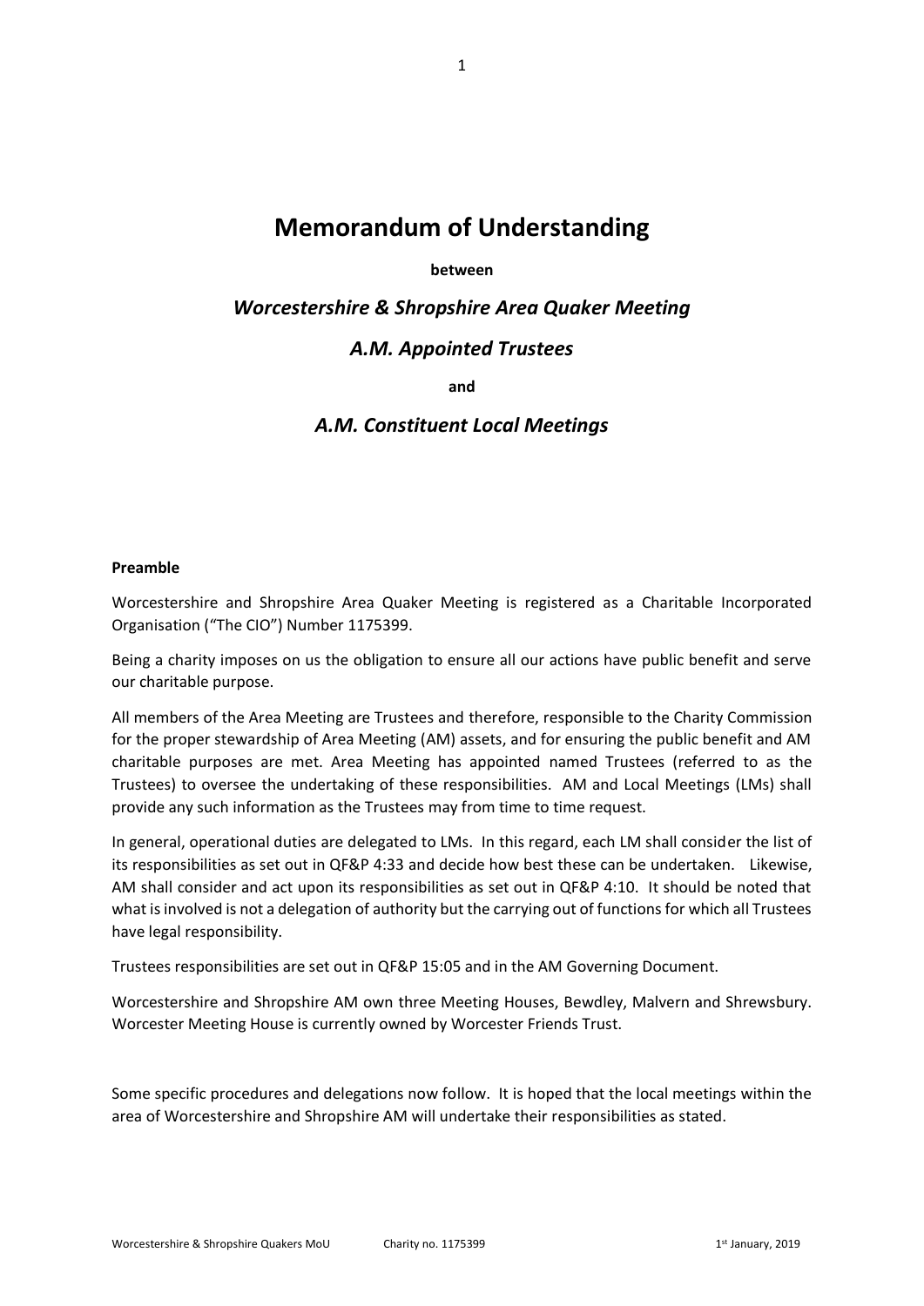# Memorandum of Understanding

**between**

## *Worcestershire & Shropshire Area Quaker Meeting*

## *A.M. Appointed Trustees*

**and**

## *A.M. Constituent Local Meetings*

**Preamble**

Worcestershire and Shropshire Area Quaker Meeting is registered as a Charitable Incorporated Organisation ("The CIO") Number 1175399.

Being a charity imposes on us the obligation to ensure all our actions have public benefit and serve our charitable purpose.

All members of the Area Meeting are Trustees and therefore, responsible to the Charity Commission for the proper stewardship of Area Meeting (AM) assets, and for ensuring the public benefit and AM charitable purposes are met. Area Meeting has appointed named Trustees (referred to as the Trustees) to oversee the undertaking of these responsibilities. AM and Local Meetings (LMs) shall provide any such information as the Trustees may from time to time request.

In general, operational duties are delegated to LMs. In this regard, each LM shall consider the list of its responsibilities as set out in QF&P 4:33 and decide how best these can be undertaken. Likewise, AM shall consider and act upon its responsibilities as set out in QF&P 4:10. It should be noted that what is involved is not a delegation of authority but the carrying out of functions for which all Trustees have legal responsibility.

Trustees responsibilities are set out in QF&P 15:05 and in the AM Governing Document.

Worcestershire and Shropshire AM own three Meeting Houses, Bewdley, Malvern and Shrewsbury. Worcester Meeting House is currently owned by Worcester Friends Trust.

Some specific procedures and delegations now follow. It is hoped that the local meetings within the area of Worcestershire and Shropshire AM will undertake their responsibilities as stated.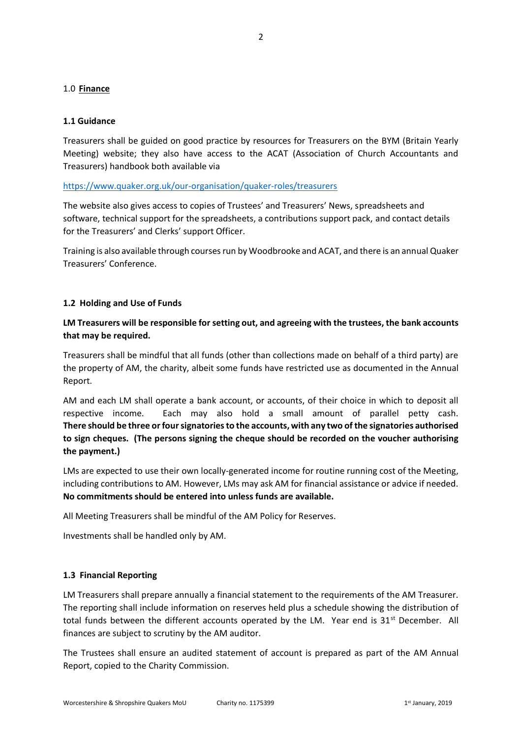## 1.0 **Finance**

### 1.1 Guidance

Treasurers shall be guided on good practice by resources for Treasurers on the BYM (Britain Yearly Meeting) website; they also have access to the ACAT (Association of Church Accountants and Treasurers) handbook both available via

https://www.quaker.org.uk/our-organisation/quaker-roles/treasurers

The website also gives access to copies of Trustees' and Treasurers' News, spreadsheets and software, technical support for the spreadsheets, a contributions support pack, and contact details for the Treasurers' and Clerks' support Officer.

Training is also available through courses run by Woodbrooke and ACAT, and there is an annual Quaker Treasurers' Conference.

### 1.2 Holding and Use of Funds

**LM Treasurers will be responsible for setting out, and agreeing with the trustees, the bank accounts that may be required.**

Treasurers shall be mindful that all funds (other than collections made on behalf of a third party) are the property of AM, the charity, albeit some funds have restricted use as documented in the Annual Report.

AM and each LM shall operate a bank account, or accounts, of their choice in which to deposit all respective income. Each may also hold a small amount of parallel petty cash. **There should be three or four signatories to the accounts, with any two of the signatories authorised to sign cheques. (The persons signing the cheque should be recorded on the voucher authorising the payment.)**

LMs are expected to use their own locally-generated income for routine running cost of the Meeting, including contributions to AM. However, LMs may ask AM for financial assistance or advice if needed. **No commitments should be entered into unless funds are available.**

All Meeting Treasurers shall be mindful of the AM Policy for Reserves.

Investments shall be handled only by AM.

### 1.3 Financial Reporting

LM Treasurers shall prepare annually a financial statement to the requirements of the AM Treasurer. The reporting shall include information on reserves held plus a schedule showing the distribution of total funds between the different accounts operated by the LM. Year end is 31st December. All finances are subject to scrutiny by the AM auditor.

The Trustees shall ensure an audited statement of account is prepared as part of the AM Annual Report, copied to the Charity Commission.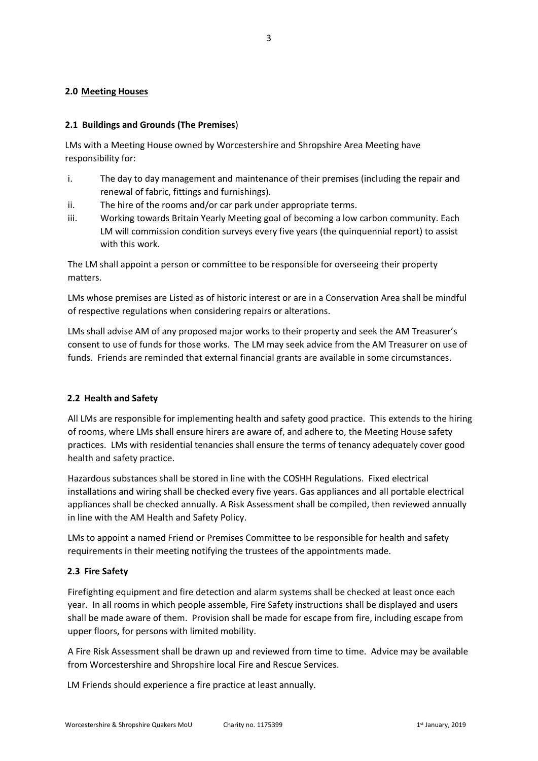## 2.0 Meeting Houses

### 2.1 Buildings and Grounds (The Premises)

LMs with a Meeting House owned by Worcestershire and Shropshire Area Meeting have responsibility for:

i. The day to day management and maintenance of their premises (including the repair and renewal of fabric, fittings and furnishings).
ii. The hire of the rooms and/or car park under appropriate terms.
iii. Working towards Britain Yearly Meeting goal of becoming a low carbon community. Each LM will commission condition surveys every five years (the quinquennial report) to assist with this work.

The LM shall appoint a person or committee to be responsible for overseeing their property matters.

LMs whose premises are Listed as of historic interest or are in a Conservation Area shall be mindful of respective regulations when considering repairs or alterations.

LMs shall advise AM of any proposed major works to their property and seek the AM Treasurer's consent to use of funds for those works. The LM may seek advice from the AM Treasurer on use of funds. Friends are reminded that external financial grants are available in some circumstances.

### 2.2 Health and Safety

All LMs are responsible for implementing health and safety good practice. This extends to the hiring of rooms, where LMs shall ensure hirers are aware of, and adhere to, the Meeting House safety practices. LMs with residential tenancies shall ensure the terms of tenancy adequately cover good health and safety practice.

Hazardous substances shall be stored in line with the COSHH Regulations. Fixed electrical installations and wiring shall be checked every five years. Gas appliances and all portable electrical appliances shall be checked annually. A Risk Assessment shall be compiled, then reviewed annually in line with the AM Health and Safety Policy.

LMs to appoint a named Friend or Premises Committee to be responsible for health and safety requirements in their meeting notifying the trustees of the appointments made.

### 2.3 Fire Safety

Firefighting equipment and fire detection and alarm systems shall be checked at least once each year. In all rooms in which people assemble, Fire Safety instructions shall be displayed and users shall be made aware of them. Provision shall be made for escape from fire, including escape from upper floors, for persons with limited mobility.

A Fire Risk Assessment shall be drawn up and reviewed from time to time. Advice may be available from Worcestershire and Shropshire local Fire and Rescue Services.

LM Friends should experience a fire practice at least annually.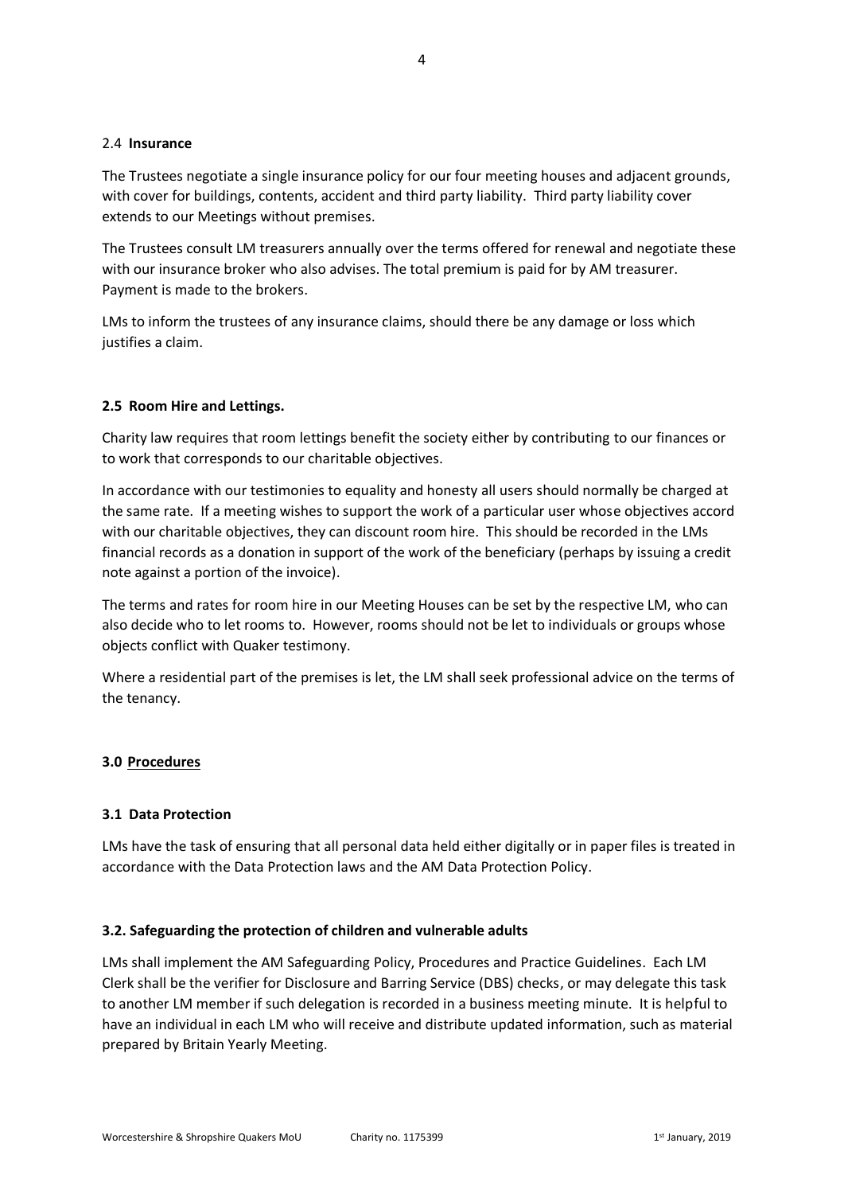### 2.4 **Insurance**

The Trustees negotiate a single insurance policy for our four meeting houses and adjacent grounds, with cover for buildings, contents, accident and third party liability. Third party liability cover extends to our Meetings without premises.

The Trustees consult LM treasurers annually over the terms offered for renewal and negotiate these with our insurance broker who also advises. The total premium is paid for by AM treasurer. Payment is made to the brokers.

LMs to inform the trustees of any insurance claims, should there be any damage or loss which justifies a claim.

### **2.5 Room Hire and Lettings.**

Charity law requires that room lettings benefit the society either by contributing to our finances or to work that corresponds to our charitable objectives.

In accordance with our testimonies to equality and honesty all users should normally be charged at the same rate. If a meeting wishes to support the work of a particular user whose objectives accord with our charitable objectives, they can discount room hire. This should be recorded in the LMs financial records as a donation in support of the work of the beneficiary (perhaps by issuing a credit note against a portion of the invoice).

The terms and rates for room hire in our Meeting Houses can be set by the respective LM, who can also decide who to let rooms to. However, rooms should not be let to individuals or groups whose objects conflict with Quaker testimony.

Where a residential part of the premises is let, the LM shall seek professional advice on the terms of the tenancy.

## **3.0 Procedures**

### **3.1 Data Protection**

LMs have the task of ensuring that all personal data held either digitally or in paper files is treated in accordance with the Data Protection laws and the AM Data Protection Policy.

### **3.2. Safeguarding the protection of children and vulnerable adults**

LMs shall implement the AM Safeguarding Policy, Procedures and Practice Guidelines. Each LM Clerk shall be the verifier for Disclosure and Barring Service (DBS) checks, or may delegate this task to another LM member if such delegation is recorded in a business meeting minute. It is helpful to have an individual in each LM who will receive and distribute updated information, such as material prepared by Britain Yearly Meeting.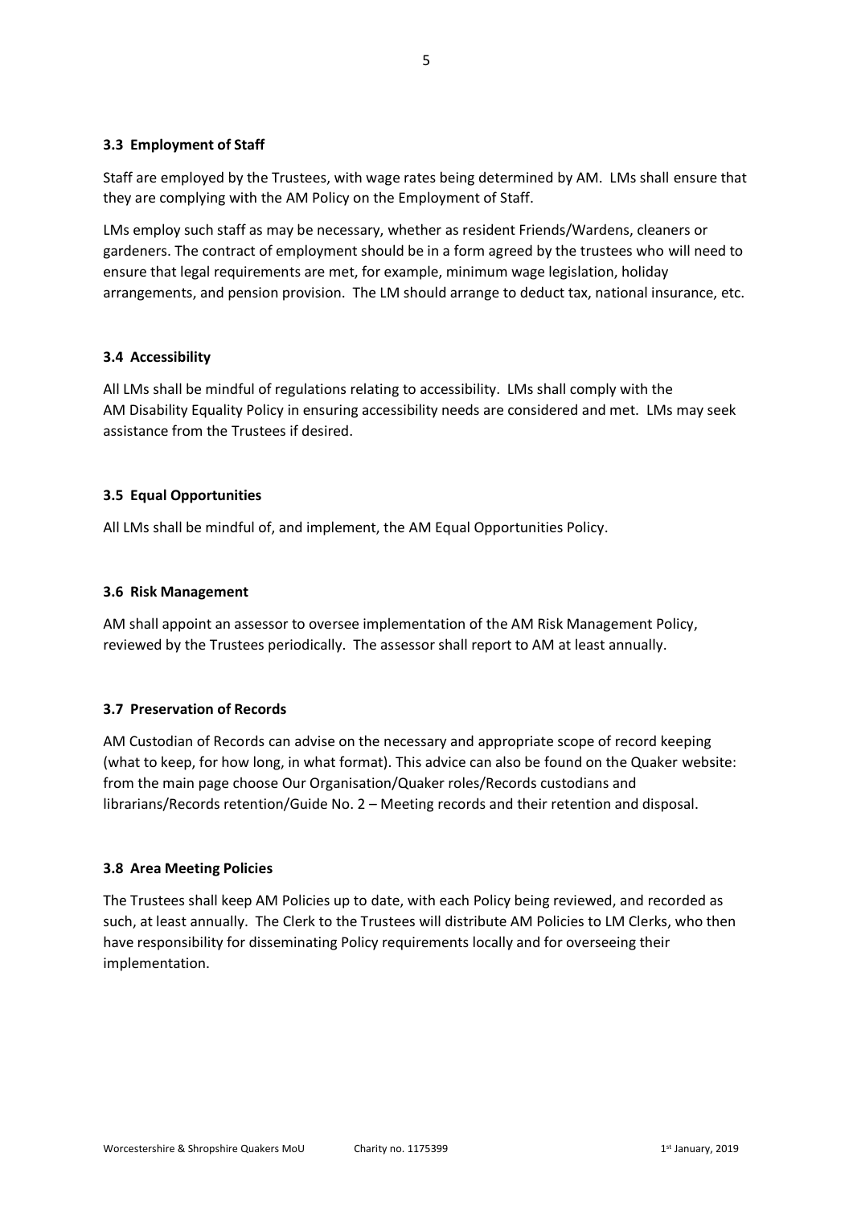### 3.3 Employment of Staff

Staff are employed by the Trustees, with wage rates being determined by AM. LMs shall ensure that they are complying with the AM Policy on the Employment of Staff.

LMs employ such staff as may be necessary, whether as resident Friends/Wardens, cleaners or gardeners. The contract of employment should be in a form agreed by the trustees who will need to ensure that legal requirements are met, for example, minimum wage legislation, holiday arrangements, and pension provision. The LM should arrange to deduct tax, national insurance, etc.

### 3.4 Accessibility

All LMs shall be mindful of regulations relating to accessibility. LMs shall comply with the AM Disability Equality Policy in ensuring accessibility needs are considered and met. LMs may seek assistance from the Trustees if desired.

### 3.5 Equal Opportunities

All LMs shall be mindful of, and implement, the AM Equal Opportunities Policy.

### 3.6 Risk Management

AM shall appoint an assessor to oversee implementation of the AM Risk Management Policy, reviewed by the Trustees periodically. The assessor shall report to AM at least annually.

### 3.7 Preservation of Records

AM Custodian of Records can advise on the necessary and appropriate scope of record keeping (what to keep, for how long, in what format). This advice can also be found on the Quaker website: from the main page choose Our Organisation/Quaker roles/Records custodians and librarians/Records retention/Guide No. 2 – Meeting records and their retention and disposal.

### 3.8 Area Meeting Policies

The Trustees shall keep AM Policies up to date, with each Policy being reviewed, and recorded as such, at least annually. The Clerk to the Trustees will distribute AM Policies to LM Clerks, who then have responsibility for disseminating Policy requirements locally and for overseeing their implementation.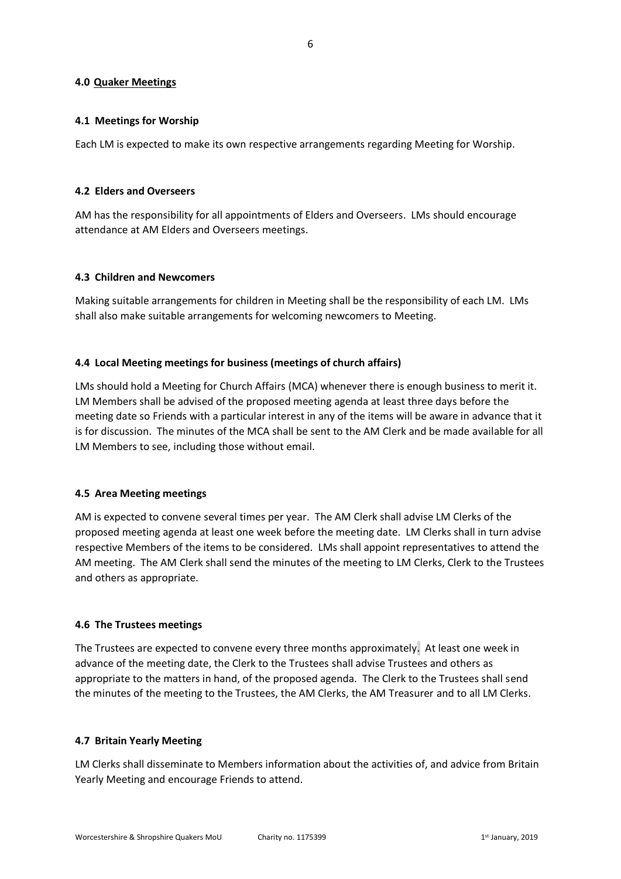## 4.0 Quaker Meetings

### 4.1 Meetings for Worship

Each LM is expected to make its own respective arrangements regarding Meeting for Worship.

### 4.2 Elders and Overseers

AM has the responsibility for all appointments of Elders and Overseers. LMs should encourage attendance at AM Elders and Overseers meetings.

### 4.3 Children and Newcomers

Making suitable arrangements for children in Meeting shall be the responsibility of each LM. LMs shall also make suitable arrangements for welcoming newcomers to Meeting.

### 4.4 Local Meeting meetings for business (meetings of church affairs)

LMs should hold a Meeting for Church Affairs (MCA) whenever there is enough business to merit it. LM Members shall be advised of the proposed meeting agenda at least three days before the meeting date so Friends with a particular interest in any of the items will be aware in advance that it is for discussion. The minutes of the MCA shall be sent to the AM Clerk and be made available for all LM Members to see, including those without email.

### 4.5 Area Meeting meetings

AM is expected to convene several times per year. The AM Clerk shall advise LM Clerks of the proposed meeting agenda at least one week before the meeting date. LM Clerks shall in turn advise respective Members of the items to be considered. LMs shall appoint representatives to attend the AM meeting. The AM Clerk shall send the minutes of the meeting to LM Clerks, Clerk to the Trustees and others as appropriate.

### 4.6 The Trustees meetings

The Trustees are expected to convene every three months approximately. At least one week in advance of the meeting date, the Clerk to the Trustees shall advise Trustees and others as appropriate to the matters in hand, of the proposed agenda. The Clerk to the Trustees shall send the minutes of the meeting to the Trustees, the AM Clerks, the AM Treasurer and to all LM Clerks.

### 4.7 Britain Yearly Meeting

LM Clerks shall disseminate to Members information about the activities of, and advice from Britain Yearly Meeting and encourage Friends to attend.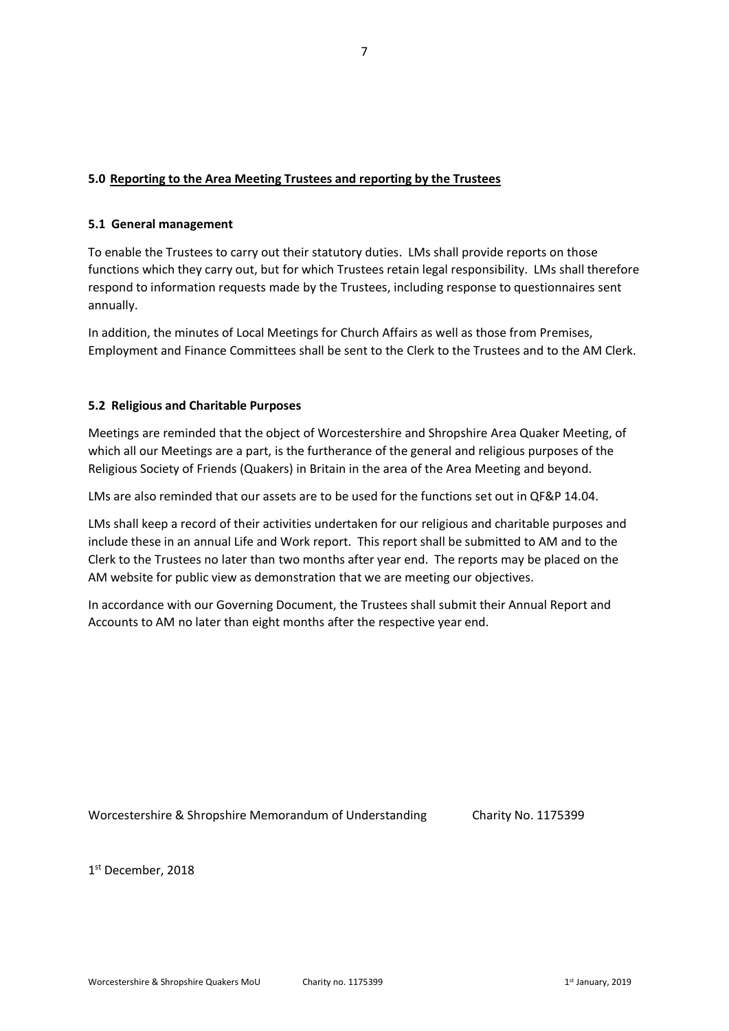## 5.0 Reporting to the Area Meeting Trustees and reporting by the Trustees

### 5.1 General management

To enable the Trustees to carry out their statutory duties. LMs shall provide reports on those functions which they carry out, but for which Trustees retain legal responsibility. LMs shall therefore respond to information requests made by the Trustees, including response to questionnaires sent annually.

In addition, the minutes of Local Meetings for Church Affairs as well as those from Premises, Employment and Finance Committees shall be sent to the Clerk to the Trustees and to the AM Clerk.

### 5.2 Religious and Charitable Purposes

Meetings are reminded that the object of Worcestershire and Shropshire Area Quaker Meeting, of which all our Meetings are a part, is the furtherance of the general and religious purposes of the Religious Society of Friends (Quakers) in Britain in the area of the Area Meeting and beyond.

LMs are also reminded that our assets are to be used for the functions set out in QF&P 14.04.

LMs shall keep a record of their activities undertaken for our religious and charitable purposes and include these in an annual Life and Work report. This report shall be submitted to AM and to the Clerk to the Trustees no later than two months after year end. The reports may be placed on the AM website for public view as demonstration that we are meeting our objectives.

In accordance with our Governing Document, the Trustees shall submit their Annual Report and Accounts to AM no later than eight months after the respective year end.

Worcestershire & Shropshire Memorandum of Understanding Charity No. 1175399

1st December, 2018